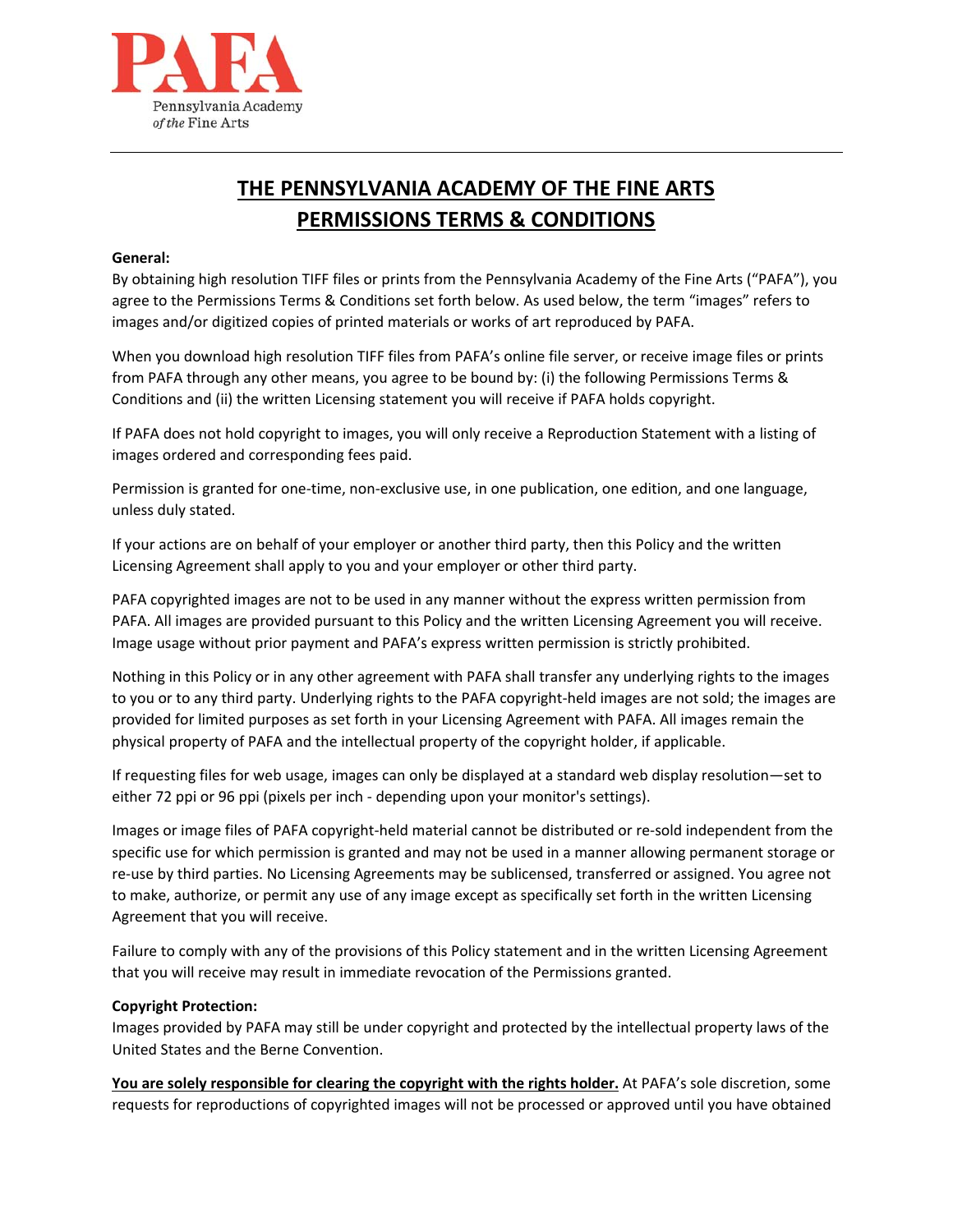# THE PENNSYLVANIA ACADEMY OF THE FINE ARTS
# PERMISSIONS TERMS & CONDITIONS

**General:**
By obtaining high resolution TIFF files or prints from the Pennsylvania Academy of the Fine Arts ("PAFA"), you agree to the Permissions Terms & Conditions set forth below. As used below, the term "images" refers to images and/or digitized copies of printed materials or works of art reproduced by PAFA.

When you download high resolution TIFF files from PAFA's online file server, or receive image files or prints from PAFA through any other means, you agree to be bound by: (i) the following Permissions Terms & Conditions and (ii) the written Licensing statement you will receive if PAFA holds copyright.

If PAFA does not hold copyright to images, you will only receive a Reproduction Statement with a listing of images ordered and corresponding fees paid.

Permission is granted for one-time, non-exclusive use, in one publication, one edition, and one language, unless duly stated.

If your actions are on behalf of your employer or another third party, then this Policy and the written Licensing Agreement shall apply to you and your employer or other third party.

PAFA copyrighted images are not to be used in any manner without the express written permission from PAFA. All images are provided pursuant to this Policy and the written Licensing Agreement you will receive. Image usage without prior payment and PAFA's express written permission is strictly prohibited.

Nothing in this Policy or in any other agreement with PAFA shall transfer any underlying rights to the images to you or to any third party. Underlying rights to the PAFA copyright-held images are not sold; the images are provided for limited purposes as set forth in your Licensing Agreement with PAFA. All images remain the physical property of PAFA and the intellectual property of the copyright holder, if applicable.

If requesting files for web usage, images can only be displayed at a standard web display resolution—set to either 72 ppi or 96 ppi (pixels per inch - depending upon your monitor's settings).

Images or image files of PAFA copyright-held material cannot be distributed or re-sold independent from the specific use for which permission is granted and may not be used in a manner allowing permanent storage or re-use by third parties. No Licensing Agreements may be sublicensed, transferred or assigned. You agree not to make, authorize, or permit any use of any image except as specifically set forth in the written Licensing Agreement that you will receive.

Failure to comply with any of the provisions of this Policy statement and in the written Licensing Agreement that you will receive may result in immediate revocation of the Permissions granted.

**Copyright Protection:**
Images provided by PAFA may still be under copyright and protected by the intellectual property laws of the United States and the Berne Convention.

**You are solely responsible for clearing the copyright with the rights holder.** At PAFA's sole discretion, some requests for reproductions of copyrighted images will not be processed or approved until you have obtained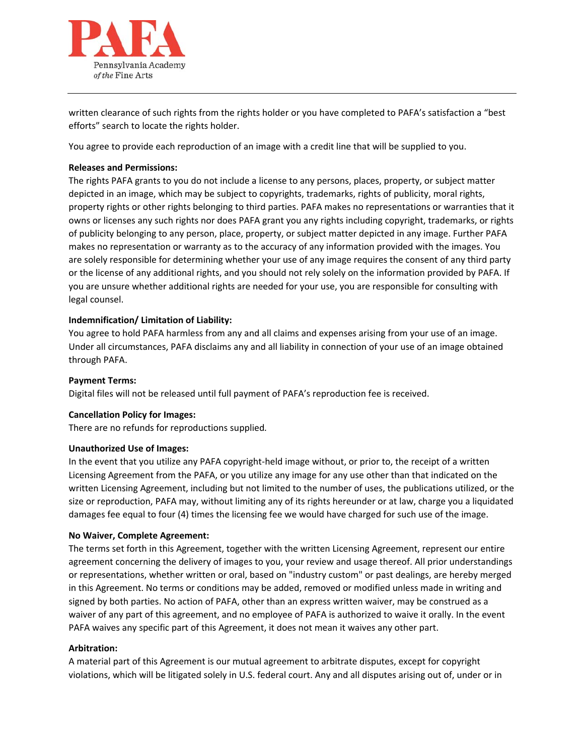written clearance of such rights from the rights holder or you have completed to PAFA's satisfaction a "best efforts" search to locate the rights holder.

You agree to provide each reproduction of an image with a credit line that will be supplied to you.

**Releases and Permissions:**
The rights PAFA grants to you do not include a license to any persons, places, property, or subject matter depicted in an image, which may be subject to copyrights, trademarks, rights of publicity, moral rights, property rights or other rights belonging to third parties. PAFA makes no representations or warranties that it owns or licenses any such rights nor does PAFA grant you any rights including copyright, trademarks, or rights of publicity belonging to any person, place, property, or subject matter depicted in any image. Further PAFA makes no representation or warranty as to the accuracy of any information provided with the images. You are solely responsible for determining whether your use of any image requires the consent of any third party or the license of any additional rights, and you should not rely solely on the information provided by PAFA. If you are unsure whether additional rights are needed for your use, you are responsible for consulting with legal counsel.

**Indemnification/ Limitation of Liability:**
You agree to hold PAFA harmless from any and all claims and expenses arising from your use of an image. Under all circumstances, PAFA disclaims any and all liability in connection of your use of an image obtained through PAFA.

**Payment Terms:**
Digital files will not be released until full payment of PAFA's reproduction fee is received.

**Cancellation Policy for Images:**
There are no refunds for reproductions supplied.

**Unauthorized Use of Images:**
In the event that you utilize any PAFA copyright-held image without, or prior to, the receipt of a written Licensing Agreement from the PAFA, or you utilize any image for any use other than that indicated on the written Licensing Agreement, including but not limited to the number of uses, the publications utilized, or the size or reproduction, PAFA may, without limiting any of its rights hereunder or at law, charge you a liquidated damages fee equal to four (4) times the licensing fee we would have charged for such use of the image.

**No Waiver, Complete Agreement:**
The terms set forth in this Agreement, together with the written Licensing Agreement, represent our entire agreement concerning the delivery of images to you, your review and usage thereof. All prior understandings or representations, whether written or oral, based on "industry custom" or past dealings, are hereby merged in this Agreement. No terms or conditions may be added, removed or modified unless made in writing and signed by both parties. No action of PAFA, other than an express written waiver, may be construed as a waiver of any part of this agreement, and no employee of PAFA is authorized to waive it orally. In the event PAFA waives any specific part of this Agreement, it does not mean it waives any other part.

**Arbitration:**
A material part of this Agreement is our mutual agreement to arbitrate disputes, except for copyright violations, which will be litigated solely in U.S. federal court. Any and all disputes arising out of, under or in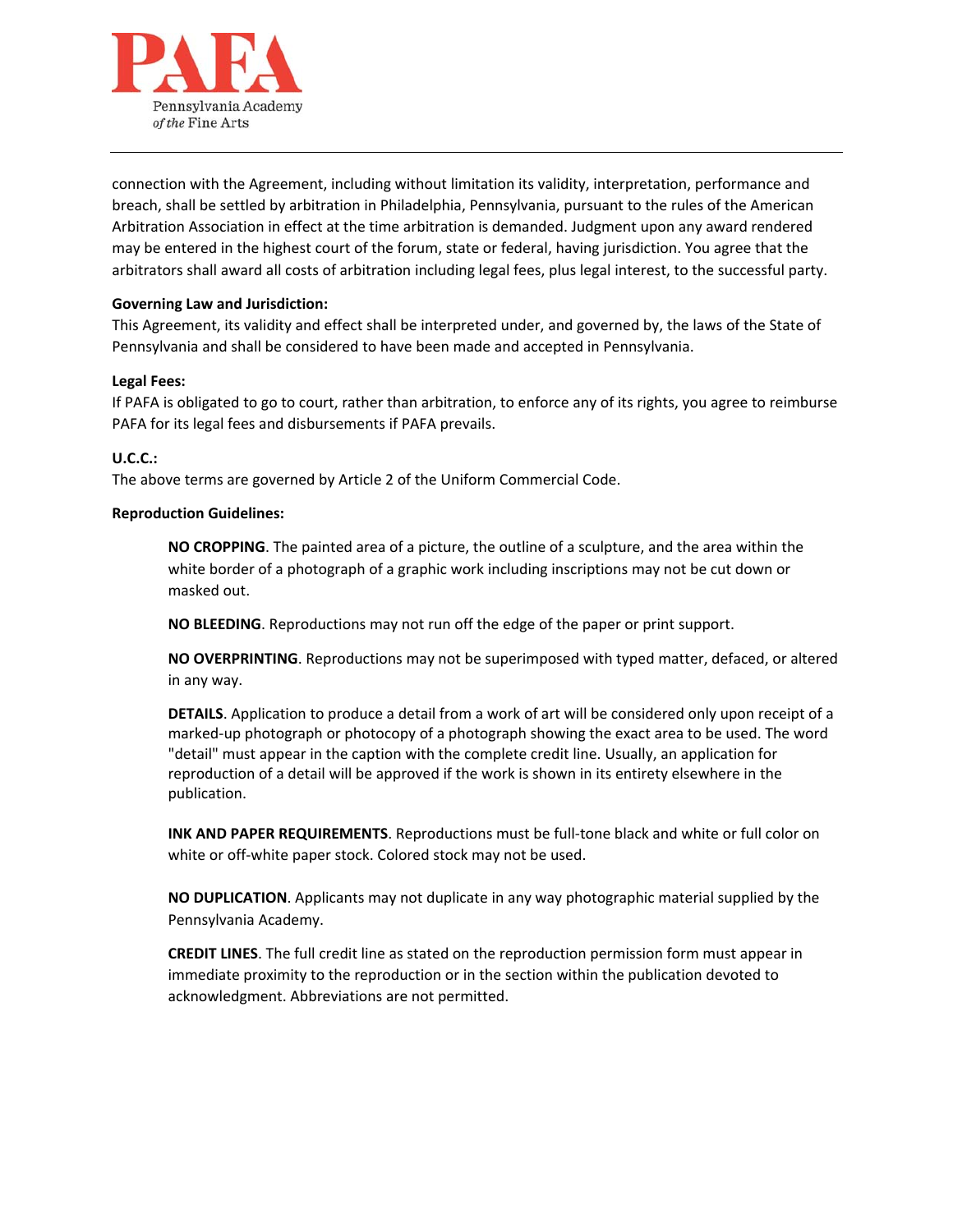connection with the Agreement, including without limitation its validity, interpretation, performance and breach, shall be settled by arbitration in Philadelphia, Pennsylvania, pursuant to the rules of the American Arbitration Association in effect at the time arbitration is demanded. Judgment upon any award rendered may be entered in the highest court of the forum, state or federal, having jurisdiction. You agree that the arbitrators shall award all costs of arbitration including legal fees, plus legal interest, to the successful party.

**Governing Law and Jurisdiction:**
This Agreement, its validity and effect shall be interpreted under, and governed by, the laws of the State of Pennsylvania and shall be considered to have been made and accepted in Pennsylvania.

**Legal Fees:**
If PAFA is obligated to go to court, rather than arbitration, to enforce any of its rights, you agree to reimburse PAFA for its legal fees and disbursements if PAFA prevails.

**U.C.C.:**
The above terms are governed by Article 2 of the Uniform Commercial Code.

**Reproduction Guidelines:**

**NO CROPPING**. The painted area of a picture, the outline of a sculpture, and the area within the white border of a photograph of a graphic work including inscriptions may not be cut down or masked out.

**NO BLEEDING**. Reproductions may not run off the edge of the paper or print support.

**NO OVERPRINTING**. Reproductions may not be superimposed with typed matter, defaced, or altered in any way.

**DETAILS**. Application to produce a detail from a work of art will be considered only upon receipt of a marked-up photograph or photocopy of a photograph showing the exact area to be used. The word "detail" must appear in the caption with the complete credit line. Usually, an application for reproduction of a detail will be approved if the work is shown in its entirety elsewhere in the publication.

**INK AND PAPER REQUIREMENTS**. Reproductions must be full-tone black and white or full color on white or off-white paper stock. Colored stock may not be used.

**NO DUPLICATION**. Applicants may not duplicate in any way photographic material supplied by the Pennsylvania Academy.

**CREDIT LINES**. The full credit line as stated on the reproduction permission form must appear in immediate proximity to the reproduction or in the section within the publication devoted to acknowledgment. Abbreviations are not permitted.